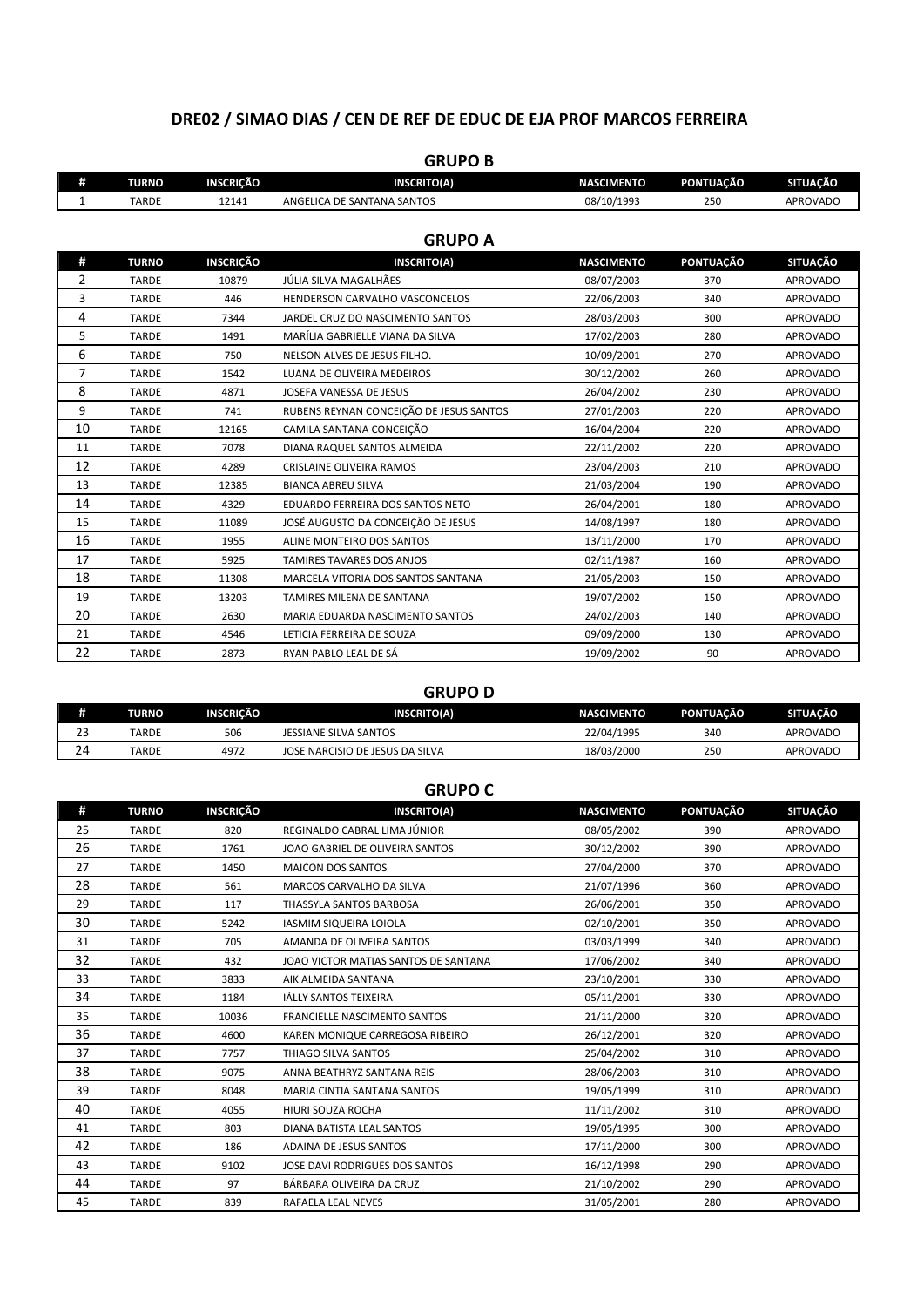# DRE02 / SIMAO DIAS / CEN DE REF DE EDUC DE EJA PROF MARCOS FERREIRA

## GRUPO B

| # | TURNO | INSCRIÇÃO | INSCRITO(A) | NASCIMENTO | PONTUAÇÃO | SITUAÇÃO |
|---|---|---|---|---|---|---|
| 1 | TARDE | 12141 | ANGELICA DE SANTANA SANTOS | 08/10/1993 | 250 | APROVADO |

## GRUPO A

| # | TURNO | INSCRIÇÃO | INSCRITO(A) | NASCIMENTO | PONTUAÇÃO | SITUAÇÃO |
|---|---|---|---|---|---|---|
| 2 | TARDE | 10879 | JÚLIA SILVA MAGALHÃES | 08/07/2003 | 370 | APROVADO |
| 3 | TARDE | 446 | HENDERSON CARVALHO VASCONCELOS | 22/06/2003 | 340 | APROVADO |
| 4 | TARDE | 7344 | JARDEL CRUZ DO NASCIMENTO SANTOS | 28/03/2003 | 300 | APROVADO |
| 5 | TARDE | 1491 | MARÍLIA GABRIELLE VIANA DA SILVA | 17/02/2003 | 280 | APROVADO |
| 6 | TARDE | 750 | NELSON ALVES DE JESUS FILHO. | 10/09/2001 | 270 | APROVADO |
| 7 | TARDE | 1542 | LUANA DE OLIVEIRA MEDEIROS | 30/12/2002 | 260 | APROVADO |
| 8 | TARDE | 4871 | JOSEFA VANESSA DE JESUS | 26/04/2002 | 230 | APROVADO |
| 9 | TARDE | 741 | RUBENS REYNAN CONCEIÇÃO DE JESUS SANTOS | 27/01/2003 | 220 | APROVADO |
| 10 | TARDE | 12165 | CAMILA SANTANA CONCEIÇÃO | 16/04/2004 | 220 | APROVADO |
| 11 | TARDE | 7078 | DIANA RAQUEL SANTOS ALMEIDA | 22/11/2002 | 220 | APROVADO |
| 12 | TARDE | 4289 | CRISLAINE OLIVEIRA RAMOS | 23/04/2003 | 210 | APROVADO |
| 13 | TARDE | 12385 | BIANCA ABREU SILVA | 21/03/2004 | 190 | APROVADO |
| 14 | TARDE | 4329 | EDUARDO FERREIRA DOS SANTOS NETO | 26/04/2001 | 180 | APROVADO |
| 15 | TARDE | 11089 | JOSÉ AUGUSTO DA CONCEIÇÃO DE JESUS | 14/08/1997 | 180 | APROVADO |
| 16 | TARDE | 1955 | ALINE MONTEIRO DOS SANTOS | 13/11/2000 | 170 | APROVADO |
| 17 | TARDE | 5925 | TAMIRES TAVARES DOS ANJOS | 02/11/1987 | 160 | APROVADO |
| 18 | TARDE | 11308 | MARCELA VITORIA DOS SANTOS SANTANA | 21/05/2003 | 150 | APROVADO |
| 19 | TARDE | 13203 | TAMIRES MILENA DE SANTANA | 19/07/2002 | 150 | APROVADO |
| 20 | TARDE | 2630 | MARIA EDUARDA NASCIMENTO SANTOS | 24/02/2003 | 140 | APROVADO |
| 21 | TARDE | 4546 | LETICIA FERREIRA DE SOUZA | 09/09/2000 | 130 | APROVADO |
| 22 | TARDE | 2873 | RYAN PABLO LEAL DE SÁ | 19/09/2002 | 90 | APROVADO |

## GRUPO D

| # | TURNO | INSCRIÇÃO | INSCRITO(A) | NASCIMENTO | PONTUAÇÃO | SITUAÇÃO |
|---|---|---|---|---|---|---|
| 23 | TARDE | 506 | JESSIANE SILVA SANTOS | 22/04/1995 | 340 | APROVADO |
| 24 | TARDE | 4972 | JOSE NARCISIO DE JESUS DA SILVA | 18/03/2000 | 250 | APROVADO |

## GRUPO C

| # | TURNO | INSCRIÇÃO | INSCRITO(A) | NASCIMENTO | PONTUAÇÃO | SITUAÇÃO |
|---|---|---|---|---|---|---|
| 25 | TARDE | 820 | REGINALDO CABRAL LIMA JÚNIOR | 08/05/2002 | 390 | APROVADO |
| 26 | TARDE | 1761 | JOAO GABRIEL DE OLIVEIRA SANTOS | 30/12/2002 | 390 | APROVADO |
| 27 | TARDE | 1450 | MAICON DOS SANTOS | 27/04/2000 | 370 | APROVADO |
| 28 | TARDE | 561 | MARCOS CARVALHO DA SILVA | 21/07/1996 | 360 | APROVADO |
| 29 | TARDE | 117 | THASSYLA SANTOS BARBOSA | 26/06/2001 | 350 | APROVADO |
| 30 | TARDE | 5242 | IASMIM SIQUEIRA LOIOLA | 02/10/2001 | 350 | APROVADO |
| 31 | TARDE | 705 | AMANDA DE OLIVEIRA SANTOS | 03/03/1999 | 340 | APROVADO |
| 32 | TARDE | 432 | JOAO VICTOR MATIAS SANTOS DE SANTANA | 17/06/2002 | 340 | APROVADO |
| 33 | TARDE | 3833 | AIK ALMEIDA SANTANA | 23/10/2001 | 330 | APROVADO |
| 34 | TARDE | 1184 | IÁLLY SANTOS TEIXEIRA | 05/11/2001 | 330 | APROVADO |
| 35 | TARDE | 10036 | FRANCIELLE NASCIMENTO SANTOS | 21/11/2000 | 320 | APROVADO |
| 36 | TARDE | 4600 | KAREN MONIQUE CARREGOSA RIBEIRO | 26/12/2001 | 320 | APROVADO |
| 37 | TARDE | 7757 | THIAGO SILVA SANTOS | 25/04/2002 | 310 | APROVADO |
| 38 | TARDE | 9075 | ANNA BEATHRYZ SANTANA REIS | 28/06/2003 | 310 | APROVADO |
| 39 | TARDE | 8048 | MARIA CINTIA SANTANA SANTOS | 19/05/1999 | 310 | APROVADO |
| 40 | TARDE | 4055 | HIURI SOUZA ROCHA | 11/11/2002 | 310 | APROVADO |
| 41 | TARDE | 803 | DIANA BATISTA LEAL SANTOS | 19/05/1995 | 300 | APROVADO |
| 42 | TARDE | 186 | ADAINA DE JESUS SANTOS | 17/11/2000 | 300 | APROVADO |
| 43 | TARDE | 9102 | JOSE DAVI RODRIGUES DOS SANTOS | 16/12/1998 | 290 | APROVADO |
| 44 | TARDE | 97 | BÁRBARA OLIVEIRA DA CRUZ | 21/10/2002 | 290 | APROVADO |
| 45 | TARDE | 839 | RAFAELA LEAL NEVES | 31/05/2001 | 280 | APROVADO |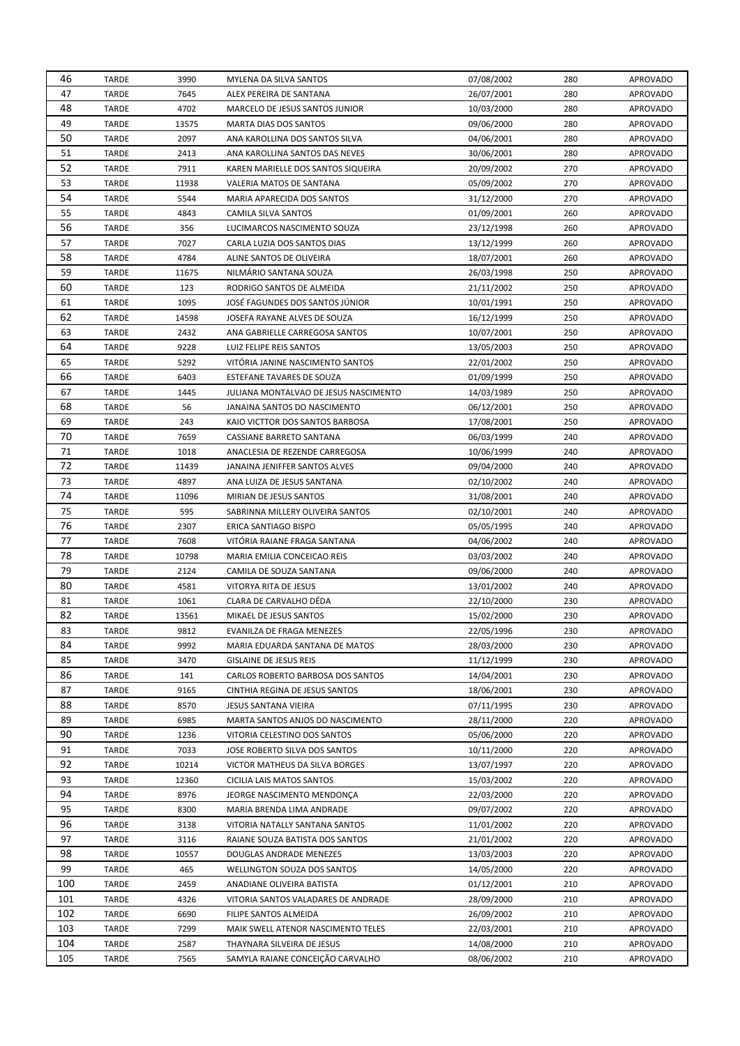| | | | | | | |
|---|---|---|---|---|---|---|
| 46 | TARDE | 3990 | MYLENA DA SILVA SANTOS | 07/08/2002 | 280 | APROVADO |
| 47 | TARDE | 7645 | ALEX PEREIRA DE SANTANA | 26/07/2001 | 280 | APROVADO |
| 48 | TARDE | 4702 | MARCELO DE JESUS SANTOS JUNIOR | 10/03/2000 | 280 | APROVADO |
| 49 | TARDE | 13575 | MARTA DIAS DOS SANTOS | 09/06/2000 | 280 | APROVADO |
| 50 | TARDE | 2097 | ANA KAROLLINA DOS SANTOS SILVA | 04/06/2001 | 280 | APROVADO |
| 51 | TARDE | 2413 | ANA KAROLLINA SANTOS DAS NEVES | 30/06/2001 | 280 | APROVADO |
| 52 | TARDE | 7911 | KAREN MARIELLE DOS SANTOS SIQUEIRA | 20/09/2002 | 270 | APROVADO |
| 53 | TARDE | 11938 | VALERIA MATOS DE SANTANA | 05/09/2002 | 270 | APROVADO |
| 54 | TARDE | 5544 | MARIA APARECIDA DOS SANTOS | 31/12/2000 | 270 | APROVADO |
| 55 | TARDE | 4843 | CAMILA SILVA SANTOS | 01/09/2001 | 260 | APROVADO |
| 56 | TARDE | 356 | LUCIMARCOS NASCIMENTO SOUZA | 23/12/1998 | 260 | APROVADO |
| 57 | TARDE | 7027 | CARLA LUZIA DOS SANTOS DIAS | 13/12/1999 | 260 | APROVADO |
| 58 | TARDE | 4784 | ALINE SANTOS DE OLIVEIRA | 18/07/2001 | 260 | APROVADO |
| 59 | TARDE | 11675 | NILMÁRIO SANTANA SOUZA | 26/03/1998 | 250 | APROVADO |
| 60 | TARDE | 123 | RODRIGO SANTOS DE ALMEIDA | 21/11/2002 | 250 | APROVADO |
| 61 | TARDE | 1095 | JOSÉ FAGUNDES DOS SANTOS JÚNIOR | 10/01/1991 | 250 | APROVADO |
| 62 | TARDE | 14598 | JOSEFA RAYANE ALVES DE SOUZA | 16/12/1999 | 250 | APROVADO |
| 63 | TARDE | 2432 | ANA GABRIELLE CARREGOSA SANTOS | 10/07/2001 | 250 | APROVADO |
| 64 | TARDE | 9228 | LUIZ FELIPE REIS SANTOS | 13/05/2003 | 250 | APROVADO |
| 65 | TARDE | 5292 | VITÓRIA JANINE NASCIMENTO SANTOS | 22/01/2002 | 250 | APROVADO |
| 66 | TARDE | 6403 | ESTEFANE TAVARES DE SOUZA | 01/09/1999 | 250 | APROVADO |
| 67 | TARDE | 1445 | JULIANA MONTALVAO DE JESUS NASCIMENTO | 14/03/1989 | 250 | APROVADO |
| 68 | TARDE | 56 | JANAINA SANTOS DO NASCIMENTO | 06/12/2001 | 250 | APROVADO |
| 69 | TARDE | 243 | KAIO VICTTOR DOS SANTOS BARBOSA | 17/08/2001 | 250 | APROVADO |
| 70 | TARDE | 7659 | CASSIANE BARRETO SANTANA | 06/03/1999 | 240 | APROVADO |
| 71 | TARDE | 1018 | ANACLESIA DE REZENDE CARREGOSA | 10/06/1999 | 240 | APROVADO |
| 72 | TARDE | 11439 | JANAINA JENIFFER SANTOS ALVES | 09/04/2000 | 240 | APROVADO |
| 73 | TARDE | 4897 | ANA LUIZA DE JESUS SANTANA | 02/10/2002 | 240 | APROVADO |
| 74 | TARDE | 11096 | MIRIAN DE JESUS SANTOS | 31/08/2001 | 240 | APROVADO |
| 75 | TARDE | 595 | SABRINNA MILLERY OLIVEIRA SANTOS | 02/10/2001 | 240 | APROVADO |
| 76 | TARDE | 2307 | ERICA SANTIAGO BISPO | 05/05/1995 | 240 | APROVADO |
| 77 | TARDE | 7608 | VITÓRIA RAIANE FRAGA SANTANA | 04/06/2002 | 240 | APROVADO |
| 78 | TARDE | 10798 | MARIA EMILIA CONCEICAO REIS | 03/03/2002 | 240 | APROVADO |
| 79 | TARDE | 2124 | CAMILA DE SOUZA SANTANA | 09/06/2000 | 240 | APROVADO |
| 80 | TARDE | 4581 | VITORYA RITA DE JESUS | 13/01/2002 | 240 | APROVADO |
| 81 | TARDE | 1061 | CLARA DE CARVALHO DÉDA | 22/10/2000 | 230 | APROVADO |
| 82 | TARDE | 13561 | MIKAEL DE JESUS SANTOS | 15/02/2000 | 230 | APROVADO |
| 83 | TARDE | 9812 | EVANILZA DE FRAGA MENEZES | 22/05/1996 | 230 | APROVADO |
| 84 | TARDE | 9992 | MARIA EDUARDA SANTANA DE MATOS | 28/03/2000 | 230 | APROVADO |
| 85 | TARDE | 3470 | GISLAINE DE JESUS REIS | 11/12/1999 | 230 | APROVADO |
| 86 | TARDE | 141 | CARLOS ROBERTO BARBOSA DOS SANTOS | 14/04/2001 | 230 | APROVADO |
| 87 | TARDE | 9165 | CINTHIA REGINA DE JESUS SANTOS | 18/06/2001 | 230 | APROVADO |
| 88 | TARDE | 8570 | JESUS SANTANA VIEIRA | 07/11/1995 | 230 | APROVADO |
| 89 | TARDE | 6985 | MARTA SANTOS ANJOS DO NASCIMENTO | 28/11/2000 | 220 | APROVADO |
| 90 | TARDE | 1236 | VITORIA CELESTINO DOS SANTOS | 05/06/2000 | 220 | APROVADO |
| 91 | TARDE | 7033 | JOSE ROBERTO SILVA DOS SANTOS | 10/11/2000 | 220 | APROVADO |
| 92 | TARDE | 10214 | VICTOR MATHEUS DA SILVA BORGES | 13/07/1997 | 220 | APROVADO |
| 93 | TARDE | 12360 | CICILIA LAIS MATOS SANTOS | 15/03/2002 | 220 | APROVADO |
| 94 | TARDE | 8976 | JEORGE NASCIMENTO MENDONÇA | 22/03/2000 | 220 | APROVADO |
| 95 | TARDE | 8300 | MARIA BRENDA LIMA ANDRADE | 09/07/2002 | 220 | APROVADO |
| 96 | TARDE | 3138 | VITORIA NATALLY SANTANA SANTOS | 11/01/2002 | 220 | APROVADO |
| 97 | TARDE | 3116 | RAIANE SOUZA BATISTA DOS SANTOS | 21/01/2002 | 220 | APROVADO |
| 98 | TARDE | 10557 | DOUGLAS ANDRADE MENEZES | 13/03/2003 | 220 | APROVADO |
| 99 | TARDE | 465 | WELLINGTON SOUZA DOS SANTOS | 14/05/2000 | 220 | APROVADO |
| 100 | TARDE | 2459 | ANADIANE OLIVEIRA BATISTA | 01/12/2001 | 210 | APROVADO |
| 101 | TARDE | 4326 | VITORIA SANTOS VALADARES DE ANDRADE | 28/09/2000 | 210 | APROVADO |
| 102 | TARDE | 6690 | FILIPE SANTOS ALMEIDA | 26/09/2002 | 210 | APROVADO |
| 103 | TARDE | 7299 | MAIK SWELL ATENOR NASCIMENTO TELES | 22/03/2001 | 210 | APROVADO |
| 104 | TARDE | 2587 | THAYNARA SILVEIRA DE JESUS | 14/08/2000 | 210 | APROVADO |
| 105 | TARDE | 7565 | SAMYLA RAIANE CONCEIÇÃO CARVALHO | 08/06/2002 | 210 | APROVADO |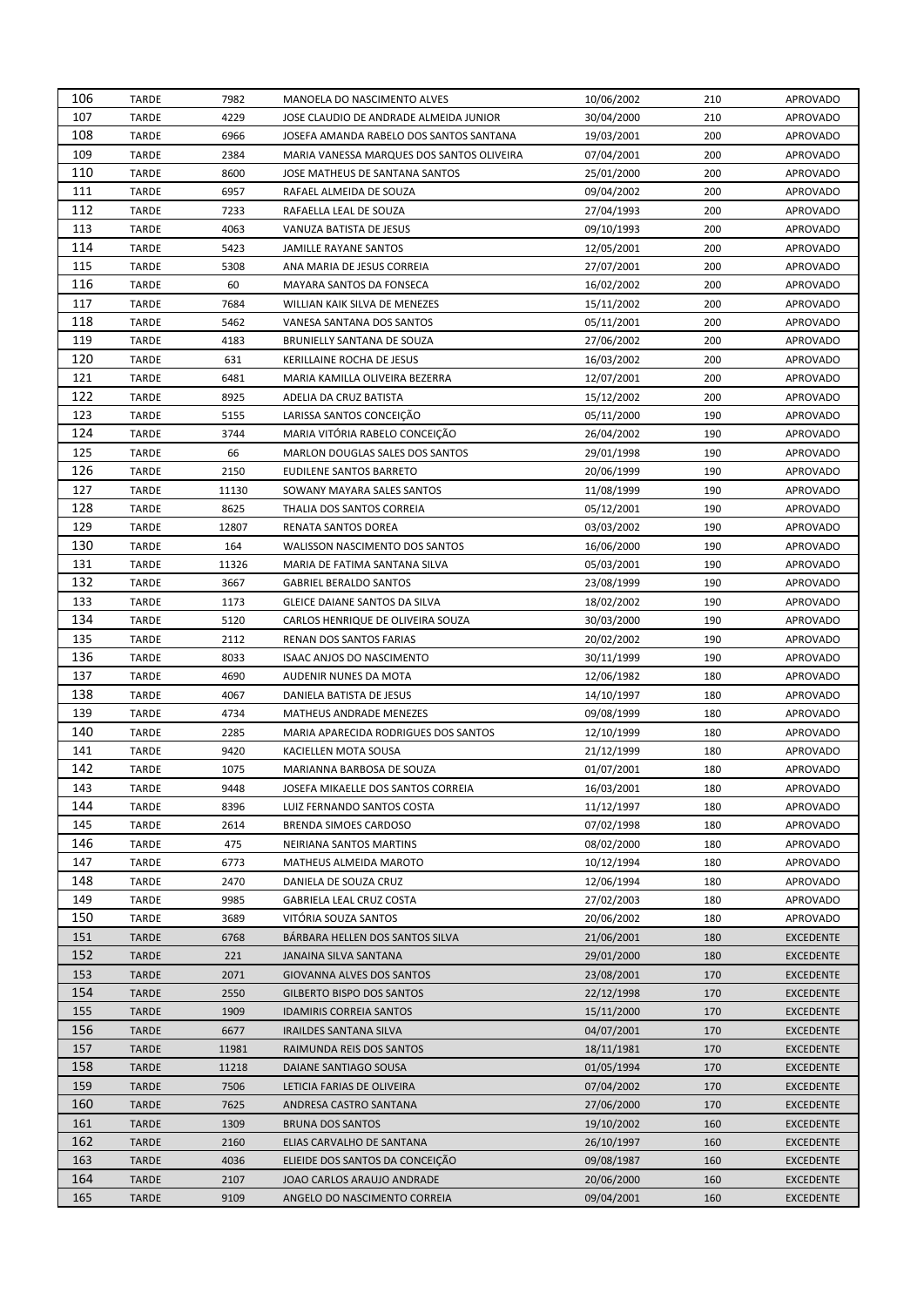| 106 | TARDE | 7982 | MANOELA DO NASCIMENTO ALVES | 10/06/2002 | 210 | APROVADO |
|---|---|---|---|---|---|---|
| 107 | TARDE | 4229 | JOSE CLAUDIO DE ANDRADE ALMEIDA JUNIOR | 30/04/2000 | 210 | APROVADO |
| 108 | TARDE | 6966 | JOSEFA AMANDA RABELO DOS SANTOS SANTANA | 19/03/2001 | 200 | APROVADO |
| 109 | TARDE | 2384 | MARIA VANESSA MARQUES DOS SANTOS OLIVEIRA | 07/04/2001 | 200 | APROVADO |
| 110 | TARDE | 8600 | JOSE MATHEUS DE SANTANA SANTOS | 25/01/2000 | 200 | APROVADO |
| 111 | TARDE | 6957 | RAFAEL ALMEIDA DE SOUZA | 09/04/2002 | 200 | APROVADO |
| 112 | TARDE | 7233 | RAFAELLA LEAL DE SOUZA | 27/04/1993 | 200 | APROVADO |
| 113 | TARDE | 4063 | VANUZA BATISTA DE JESUS | 09/10/1993 | 200 | APROVADO |
| 114 | TARDE | 5423 | JAMILLE RAYANE SANTOS | 12/05/2001 | 200 | APROVADO |
| 115 | TARDE | 5308 | ANA MARIA DE JESUS CORREIA | 27/07/2001 | 200 | APROVADO |
| 116 | TARDE | 60 | MAYARA SANTOS DA FONSECA | 16/02/2002 | 200 | APROVADO |
| 117 | TARDE | 7684 | WILLIAN KAIK SILVA DE MENEZES | 15/11/2002 | 200 | APROVADO |
| 118 | TARDE | 5462 | VANESA SANTANA DOS SANTOS | 05/11/2001 | 200 | APROVADO |
| 119 | TARDE | 4183 | BRUNIELLY SANTANA DE SOUZA | 27/06/2002 | 200 | APROVADO |
| 120 | TARDE | 631 | KERILLAINE ROCHA DE JESUS | 16/03/2002 | 200 | APROVADO |
| 121 | TARDE | 6481 | MARIA KAMILLA OLIVEIRA BEZERRA | 12/07/2001 | 200 | APROVADO |
| 122 | TARDE | 8925 | ADELIA DA CRUZ BATISTA | 15/12/2002 | 200 | APROVADO |
| 123 | TARDE | 5155 | LARISSA SANTOS CONCEIÇÃO | 05/11/2000 | 190 | APROVADO |
| 124 | TARDE | 3744 | MARIA VITÓRIA RABELO CONCEIÇÃO | 26/04/2002 | 190 | APROVADO |
| 125 | TARDE | 66 | MARLON DOUGLAS SALES DOS SANTOS | 29/01/1998 | 190 | APROVADO |
| 126 | TARDE | 2150 | EUDILENE SANTOS BARRETO | 20/06/1999 | 190 | APROVADO |
| 127 | TARDE | 11130 | SOWANY MAYARA SALES SANTOS | 11/08/1999 | 190 | APROVADO |
| 128 | TARDE | 8625 | THALIA DOS SANTOS CORREIA | 05/12/2001 | 190 | APROVADO |
| 129 | TARDE | 12807 | RENATA SANTOS DOREA | 03/03/2002 | 190 | APROVADO |
| 130 | TARDE | 164 | WALISSON NASCIMENTO DOS SANTOS | 16/06/2000 | 190 | APROVADO |
| 131 | TARDE | 11326 | MARIA DE FATIMA SANTANA SILVA | 05/03/2001 | 190 | APROVADO |
| 132 | TARDE | 3667 | GABRIEL BERALDO SANTOS | 23/08/1999 | 190 | APROVADO |
| 133 | TARDE | 1173 | GLEICE DAIANE SANTOS DA SILVA | 18/02/2002 | 190 | APROVADO |
| 134 | TARDE | 5120 | CARLOS HENRIQUE DE OLIVEIRA SOUZA | 30/03/2000 | 190 | APROVADO |
| 135 | TARDE | 2112 | RENAN DOS SANTOS FARIAS | 20/02/2002 | 190 | APROVADO |
| 136 | TARDE | 8033 | ISAAC ANJOS DO NASCIMENTO | 30/11/1999 | 190 | APROVADO |
| 137 | TARDE | 4690 | AUDENIR NUNES DA MOTA | 12/06/1982 | 180 | APROVADO |
| 138 | TARDE | 4067 | DANIELA BATISTA DE JESUS | 14/10/1997 | 180 | APROVADO |
| 139 | TARDE | 4734 | MATHEUS ANDRADE MENEZES | 09/08/1999 | 180 | APROVADO |
| 140 | TARDE | 2285 | MARIA APARECIDA RODRIGUES DOS SANTOS | 12/10/1999 | 180 | APROVADO |
| 141 | TARDE | 9420 | KACIELLEN MOTA SOUSA | 21/12/1999 | 180 | APROVADO |
| 142 | TARDE | 1075 | MARIANNA BARBOSA DE SOUZA | 01/07/2001 | 180 | APROVADO |
| 143 | TARDE | 9448 | JOSEFA MIKAELLE DOS SANTOS CORREIA | 16/03/2001 | 180 | APROVADO |
| 144 | TARDE | 8396 | LUIZ FERNANDO SANTOS COSTA | 11/12/1997 | 180 | APROVADO |
| 145 | TARDE | 2614 | BRENDA SIMOES CARDOSO | 07/02/1998 | 180 | APROVADO |
| 146 | TARDE | 475 | NEIRIANA SANTOS MARTINS | 08/02/2000 | 180 | APROVADO |
| 147 | TARDE | 6773 | MATHEUS ALMEIDA MAROTO | 10/12/1994 | 180 | APROVADO |
| 148 | TARDE | 2470 | DANIELA DE SOUZA CRUZ | 12/06/1994 | 180 | APROVADO |
| 149 | TARDE | 9985 | GABRIELA LEAL CRUZ COSTA | 27/02/2003 | 180 | APROVADO |
| 150 | TARDE | 3689 | VITÓRIA SOUZA SANTOS | 20/06/2002 | 180 | APROVADO |
| 151 | TARDE | 6768 | BÁRBARA HELLEN DOS SANTOS SILVA | 21/06/2001 | 180 | EXCEDENTE |
| 152 | TARDE | 221 | JANAINA SILVA SANTANA | 29/01/2000 | 180 | EXCEDENTE |
| 153 | TARDE | 2071 | GIOVANNA ALVES DOS SANTOS | 23/08/2001 | 170 | EXCEDENTE |
| 154 | TARDE | 2550 | GILBERTO BISPO DOS SANTOS | 22/12/1998 | 170 | EXCEDENTE |
| 155 | TARDE | 1909 | IDAMIRIS CORREIA SANTOS | 15/11/2000 | 170 | EXCEDENTE |
| 156 | TARDE | 6677 | IRAILDES SANTANA SILVA | 04/07/2001 | 170 | EXCEDENTE |
| 157 | TARDE | 11981 | RAIMUNDA REIS DOS SANTOS | 18/11/1981 | 170 | EXCEDENTE |
| 158 | TARDE | 11218 | DAIANE SANTIAGO SOUSA | 01/05/1994 | 170 | EXCEDENTE |
| 159 | TARDE | 7506 | LETICIA FARIAS DE OLIVEIRA | 07/04/2002 | 170 | EXCEDENTE |
| 160 | TARDE | 7625 | ANDRESA CASTRO SANTANA | 27/06/2000 | 170 | EXCEDENTE |
| 161 | TARDE | 1309 | BRUNA DOS SANTOS | 19/10/2002 | 160 | EXCEDENTE |
| 162 | TARDE | 2160 | ELIAS CARVALHO DE SANTANA | 26/10/1997 | 160 | EXCEDENTE |
| 163 | TARDE | 4036 | ELIEIDE DOS SANTOS DA CONCEIÇÃO | 09/08/1987 | 160 | EXCEDENTE |
| 164 | TARDE | 2107 | JOAO CARLOS ARAUJO ANDRADE | 20/06/2000 | 160 | EXCEDENTE |
| 165 | TARDE | 9109 | ANGELO DO NASCIMENTO CORREIA | 09/04/2001 | 160 | EXCEDENTE |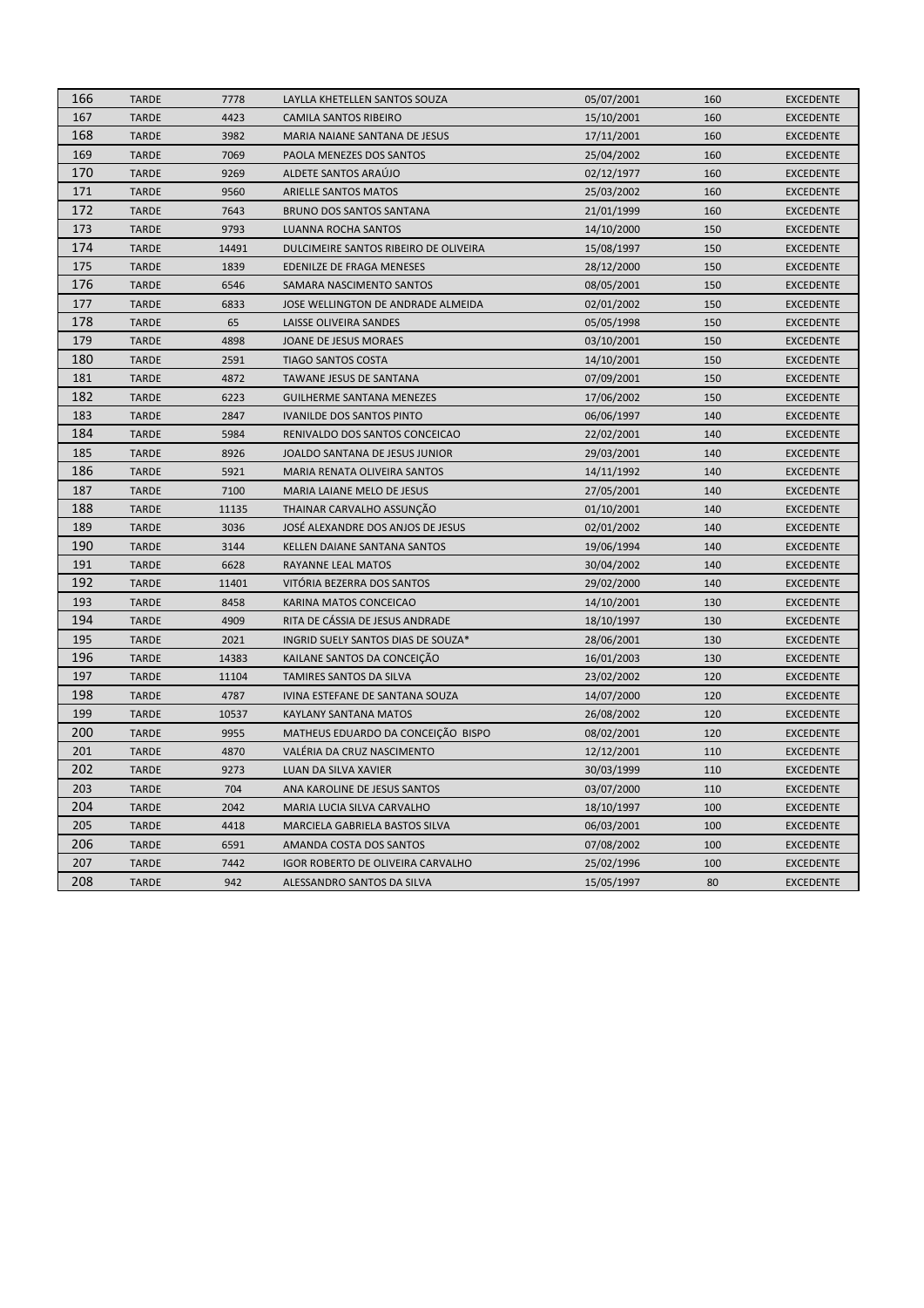| | | | | | | |
|---|---|---|---|---|---|---|
| 166 | TARDE | 7778 | LAYLLA KHETELLEN SANTOS SOUZA | 05/07/2001 | 160 | EXCEDENTE |
| 167 | TARDE | 4423 | CAMILA SANTOS RIBEIRO | 15/10/2001 | 160 | EXCEDENTE |
| 168 | TARDE | 3982 | MARIA NAIANE SANTANA DE JESUS | 17/11/2001 | 160 | EXCEDENTE |
| 169 | TARDE | 7069 | PAOLA MENEZES DOS SANTOS | 25/04/2002 | 160 | EXCEDENTE |
| 170 | TARDE | 9269 | ALDETE SANTOS ARAÚJO | 02/12/1977 | 160 | EXCEDENTE |
| 171 | TARDE | 9560 | ARIELLE SANTOS MATOS | 25/03/2002 | 160 | EXCEDENTE |
| 172 | TARDE | 7643 | BRUNO DOS SANTOS SANTANA | 21/01/1999 | 160 | EXCEDENTE |
| 173 | TARDE | 9793 | LUANNA ROCHA SANTOS | 14/10/2000 | 150 | EXCEDENTE |
| 174 | TARDE | 14491 | DULCIMEIRE SANTOS RIBEIRO DE OLIVEIRA | 15/08/1997 | 150 | EXCEDENTE |
| 175 | TARDE | 1839 | EDENILZE DE FRAGA MENESES | 28/12/2000 | 150 | EXCEDENTE |
| 176 | TARDE | 6546 | SAMARA NASCIMENTO SANTOS | 08/05/2001 | 150 | EXCEDENTE |
| 177 | TARDE | 6833 | JOSE WELLINGTON DE ANDRADE ALMEIDA | 02/01/2002 | 150 | EXCEDENTE |
| 178 | TARDE | 65 | LAISSE OLIVEIRA SANDES | 05/05/1998 | 150 | EXCEDENTE |
| 179 | TARDE | 4898 | JOANE DE JESUS MORAES | 03/10/2001 | 150 | EXCEDENTE |
| 180 | TARDE | 2591 | TIAGO SANTOS COSTA | 14/10/2001 | 150 | EXCEDENTE |
| 181 | TARDE | 4872 | TAWANE JESUS DE SANTANA | 07/09/2001 | 150 | EXCEDENTE |
| 182 | TARDE | 6223 | GUILHERME SANTANA MENEZES | 17/06/2002 | 150 | EXCEDENTE |
| 183 | TARDE | 2847 | IVANILDE DOS SANTOS PINTO | 06/06/1997 | 140 | EXCEDENTE |
| 184 | TARDE | 5984 | RENIVALDO DOS SANTOS CONCEICAO | 22/02/2001 | 140 | EXCEDENTE |
| 185 | TARDE | 8926 | JOALDO SANTANA DE JESUS JUNIOR | 29/03/2001 | 140 | EXCEDENTE |
| 186 | TARDE | 5921 | MARIA RENATA OLIVEIRA SANTOS | 14/11/1992 | 140 | EXCEDENTE |
| 187 | TARDE | 7100 | MARIA LAIANE MELO DE JESUS | 27/05/2001 | 140 | EXCEDENTE |
| 188 | TARDE | 11135 | THAINAR CARVALHO ASSUNÇÃO | 01/10/2001 | 140 | EXCEDENTE |
| 189 | TARDE | 3036 | JOSÉ ALEXANDRE DOS ANJOS DE JESUS | 02/01/2002 | 140 | EXCEDENTE |
| 190 | TARDE | 3144 | KELLEN DAIANE SANTANA SANTOS | 19/06/1994 | 140 | EXCEDENTE |
| 191 | TARDE | 6628 | RAYANNE LEAL MATOS | 30/04/2002 | 140 | EXCEDENTE |
| 192 | TARDE | 11401 | VITÓRIA BEZERRA DOS SANTOS | 29/02/2000 | 140 | EXCEDENTE |
| 193 | TARDE | 8458 | KARINA MATOS CONCEICAO | 14/10/2001 | 130 | EXCEDENTE |
| 194 | TARDE | 4909 | RITA DE CÁSSIA DE JESUS ANDRADE | 18/10/1997 | 130 | EXCEDENTE |
| 195 | TARDE | 2021 | INGRID SUELY SANTOS DIAS DE SOUZA* | 28/06/2001 | 130 | EXCEDENTE |
| 196 | TARDE | 14383 | KAILANE SANTOS DA CONCEIÇÃO | 16/01/2003 | 130 | EXCEDENTE |
| 197 | TARDE | 11104 | TAMIRES SANTOS DA SILVA | 23/02/2002 | 120 | EXCEDENTE |
| 198 | TARDE | 4787 | IVINA ESTEFANE DE SANTANA SOUZA | 14/07/2000 | 120 | EXCEDENTE |
| 199 | TARDE | 10537 | KAYLANY SANTANA MATOS | 26/08/2002 | 120 | EXCEDENTE |
| 200 | TARDE | 9955 | MATHEUS EDUARDO DA CONCEIÇÃO BISPO | 08/02/2001 | 120 | EXCEDENTE |
| 201 | TARDE | 4870 | VALÉRIA DA CRUZ NASCIMENTO | 12/12/2001 | 110 | EXCEDENTE |
| 202 | TARDE | 9273 | LUAN DA SILVA XAVIER | 30/03/1999 | 110 | EXCEDENTE |
| 203 | TARDE | 704 | ANA KAROLINE DE JESUS SANTOS | 03/07/2000 | 110 | EXCEDENTE |
| 204 | TARDE | 2042 | MARIA LUCIA SILVA CARVALHO | 18/10/1997 | 100 | EXCEDENTE |
| 205 | TARDE | 4418 | MARCIELA GABRIELA BASTOS SILVA | 06/03/2001 | 100 | EXCEDENTE |
| 206 | TARDE | 6591 | AMANDA COSTA DOS SANTOS | 07/08/2002 | 100 | EXCEDENTE |
| 207 | TARDE | 7442 | IGOR ROBERTO DE OLIVEIRA CARVALHO | 25/02/1996 | 100 | EXCEDENTE |
| 208 | TARDE | 942 | ALESSANDRO SANTOS DA SILVA | 15/05/1997 | 80 | EXCEDENTE |